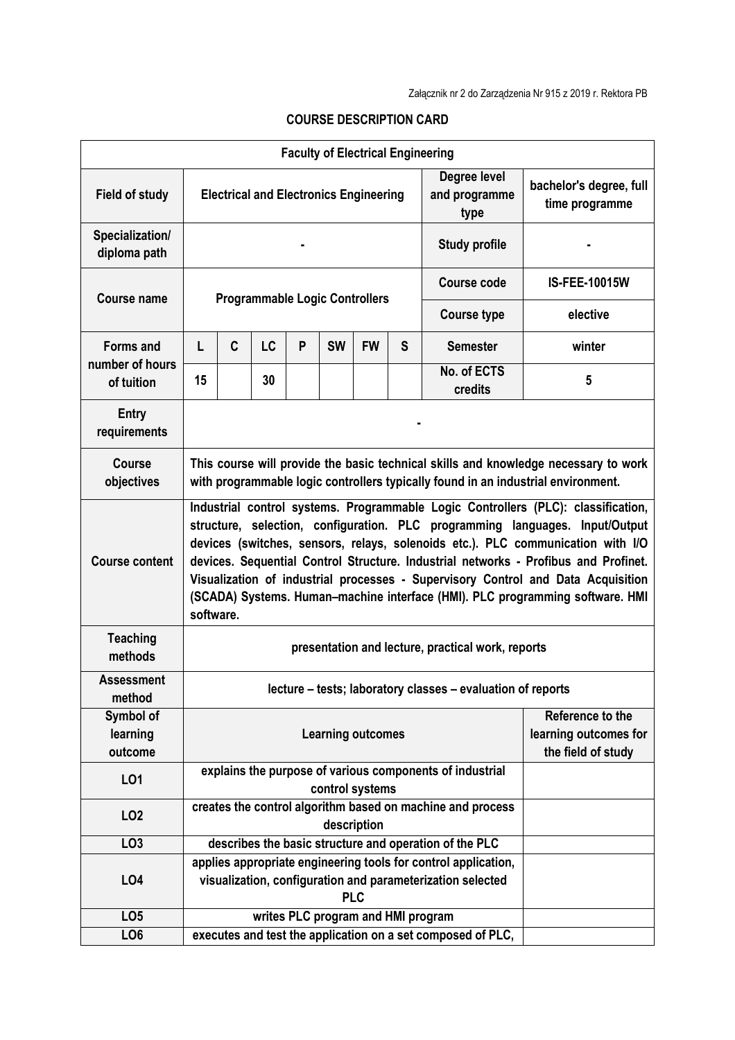Załącznik nr 2 do Zarządzenia Nr 915 z 2019 r. Rektora PB

**COURSE DESCRIPTION CARD**

| **Faculty of Electrical Engineering** | | | | | | | | | |
|---|---|---|---|---|---|---|---|---|---|
| **Field of study** | **Electrical and Electronics Engineering** | | | | | | | **Degree level and programme type** | **bachelor's degree, full time programme** |
| **Specialization/ diploma path** | **-** | | | | | | | **Study profile** | **-** |
| **Course name** | **Programmable Logic Controllers** | | | | | | | **Course code** | **IS-FEE-10015W** |
| | | | | | | | | **Course type** | **elective** |
| **Forms and number of hours of tuition** | **L** | **C** | **LC** | **P** | **SW** | **FW** | **S** | **Semester** | **winter** |
| | **15** | | **30** | | | | | **No. of ECTS credits** | **5** |
| **Entry requirements** | **-** | | | | | | | | |
| **Course objectives** | **This course will provide the basic technical skills and knowledge necessary to work with programmable logic controllers typically found in an industrial environment.** | | | | | | | | |
| **Course content** | **Industrial control systems. Programmable Logic Controllers (PLC): classification, structure, selection, configuration. PLC programming languages. Input/Output devices (switches, sensors, relays, solenoids etc.). PLC communication with I/O devices. Sequential Control Structure. Industrial networks - Profibus and Profinet. Visualization of industrial processes - Supervisory Control and Data Acquisition (SCADA) Systems. Human–machine interface (HMI). PLC programming software. HMI software.** | | | | | | | | |
| **Teaching methods** | **presentation and lecture, practical work, reports** | | | | | | | | |
| **Assessment method** | **lecture – tests; laboratory classes – evaluation of reports** | | | | | | | | |
| **Symbol of learning outcome** | **Learning outcomes** | | | | | | | | **Reference to the learning outcomes for the field of study** |
| **LO1** | **explains the purpose of various components of industrial control systems** | | | | | | | | |
| **LO2** | **creates the control algorithm based on machine and process description** | | | | | | | | |
| **LO3** | **describes the basic structure and operation of the PLC** | | | | | | | | |
| **LO4** | **applies appropriate engineering tools for control application, visualization, configuration and parameterization selected PLC** | | | | | | | | |
| **LO5** | **writes PLC program and HMI program** | | | | | | | | |
| **LO6** | **executes and test the application on a set composed of PLC,** | | | | | | | | |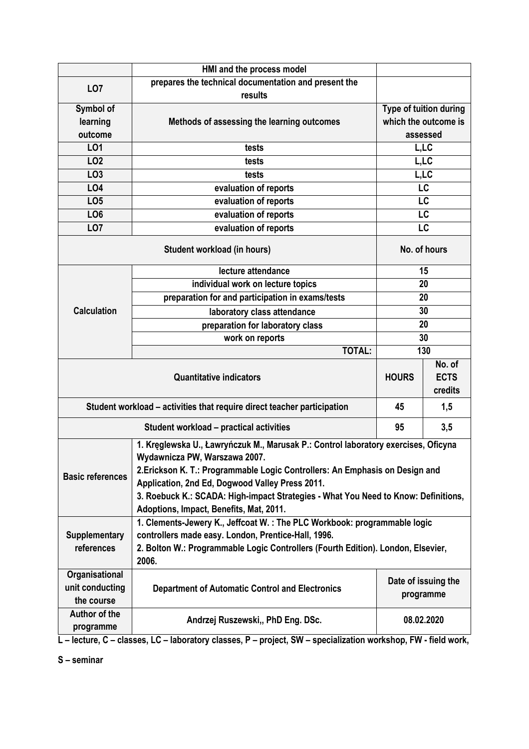| | | |
|---|---|---|
| | HMI and the process model | |
| **LO7** | prepares the technical documentation and present the results | |
| **Symbol of learning outcome** | **Methods of assessing the learning outcomes** | **Type of tuition during which the outcome is assessed** |
| **LO1** | tests | L,LC |
| **LO2** | tests | L,LC |
| **LO3** | tests | L,LC |
| **LO4** | evaluation of reports | LC |
| **LO5** | evaluation of reports | LC |
| **LO6** | evaluation of reports | LC |
| **LO7** | evaluation of reports | LC |

| | | | |
|---|---|---|---|
| **Student workload (in hours)** | | **No. of hours** | |
| **Calculation** | lecture attendance | 15 | |
| | individual work on lecture topics | 20 | |
| | preparation for and participation in exams/tests | 20 | |
| | laboratory class attendance | 30 | |
| | preparation for laboratory class | 20 | |
| | work on reports | 30 | |
| | **TOTAL:** | 130 | |
| **Quantitative indicators** | | **HOURS** | **No. of ECTS credits** |
| **Student workload – activities that require direct teacher participation** | | 45 | 1,5 |
| **Student workload – practical activities** | | 95 | 3,5 |
| **Basic references** | 1. Kręglewska U., Ławryńczuk M., Marusak P.: Control laboratory exercises, Oficyna Wydawnicza PW, Warszawa 2007.<br>2.Erickson K. T.: Programmable Logic Controllers: An Emphasis on Design and Application, 2nd Ed, Dogwood Valley Press 2011.<br>3. Roebuck K.: SCADA: High-impact Strategies - What You Need to Know: Definitions, Adoptions, Impact, Benefits, Mat, 2011. | | |
| **Supplementary references** | 1. Clements-Jewery K., Jeffcoat W. : The PLC Workbook: programmable logic controllers made easy. London, Prentice-Hall, 1996.<br>2. Bolton W.: Programmable Logic Controllers (Fourth Edition). London, Elsevier, 2006. | | |
| **Organisational unit conducting the course** | Department of Automatic Control and Electronics | **Date of issuing the programme** | |
| **Author of the programme** | Andrzej Ruszewski,, PhD Eng. DSc. | 08.02.2020 | |

**L – lecture, C – classes, LC – laboratory classes, P – project, SW – specialization workshop, FW - field work, S – seminar**